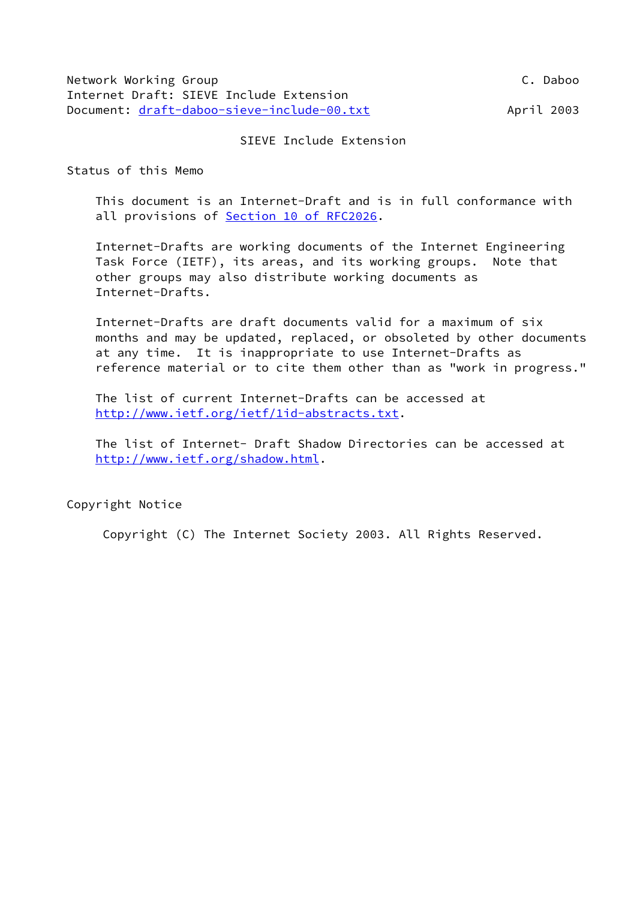Network Working Group                                          C. Daboo
Internet Draft: SIEVE Include Extension
Document: draft-daboo-sieve-include-00.txt                   April 2003

# SIEVE Include Extension

## Status of this Memo

This document is an Internet-Draft and is in full conformance with all provisions of Section 10 of RFC2026.

Internet-Drafts are working documents of the Internet Engineering Task Force (IETF), its areas, and its working groups. Note that other groups may also distribute working documents as Internet-Drafts.

Internet-Drafts are draft documents valid for a maximum of six months and may be updated, replaced, or obsoleted by other documents at any time. It is inappropriate to use Internet-Drafts as reference material or to cite them other than as "work in progress."

The list of current Internet-Drafts can be accessed at http://www.ietf.org/ietf/1id-abstracts.txt.

The list of Internet- Draft Shadow Directories can be accessed at http://www.ietf.org/shadow.html.

## Copyright Notice

Copyright (C) The Internet Society 2003. All Rights Reserved.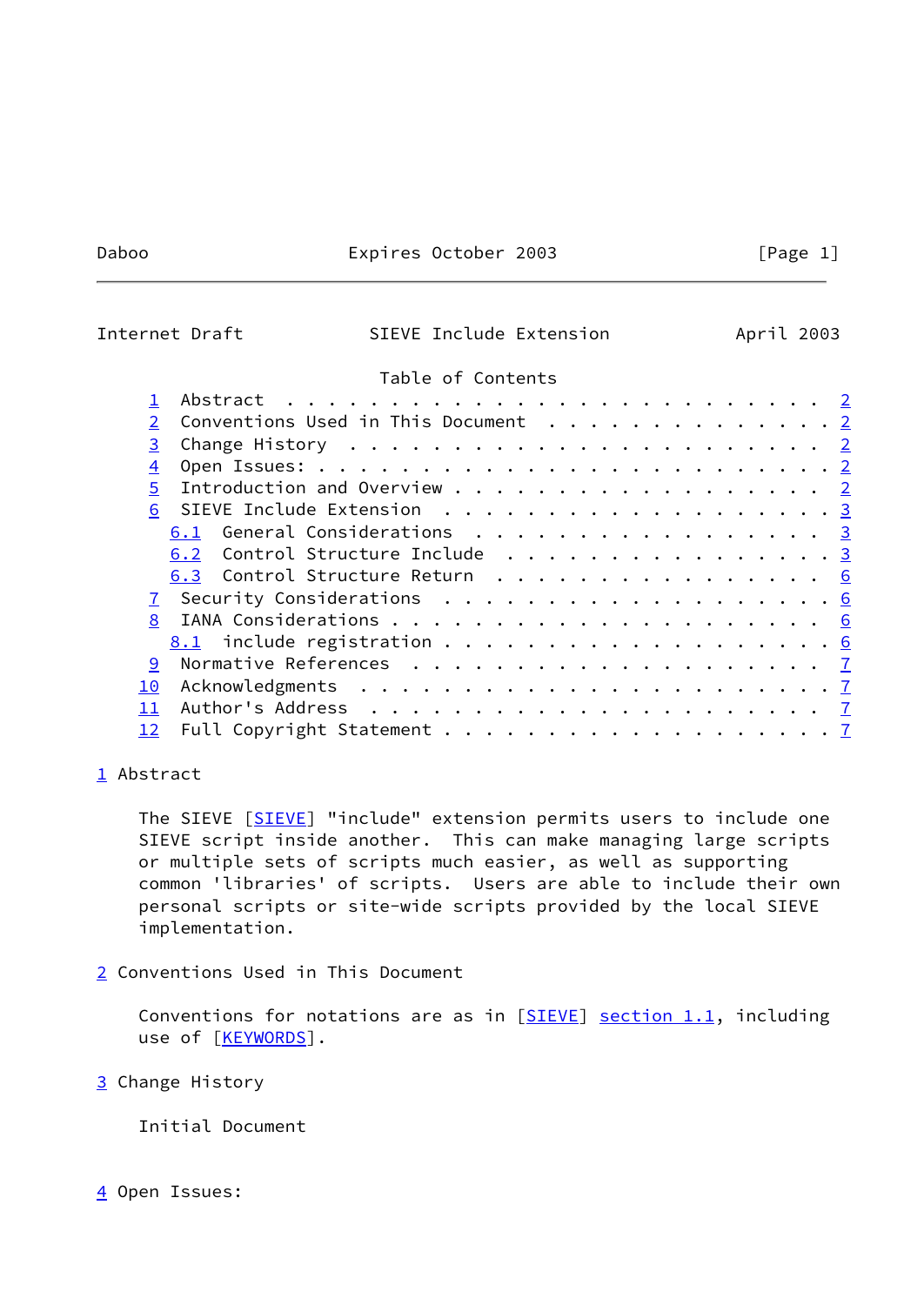Table of Contents

- 1 Abstract . . . . . . . . . . . . . . . . . . . . . . . . . 2
- 2 Conventions Used in This Document . . . . . . . . . . . . . 2
- 3 Change History . . . . . . . . . . . . . . . . . . . . . . 2
- 4 Open Issues: . . . . . . . . . . . . . . . . . . . . . . . 2
- 5 Introduction and Overview . . . . . . . . . . . . . . . . . 2
- 6 SIEVE Include Extension . . . . . . . . . . . . . . . . . . 3
  - 6.1 General Considerations . . . . . . . . . . . . . . . . 3
  - 6.2 Control Structure Include . . . . . . . . . . . . . . . 3
  - 6.3 Control Structure Return . . . . . . . . . . . . . . . 6
- 7 Security Considerations . . . . . . . . . . . . . . . . . . 6
- 8 IANA Considerations . . . . . . . . . . . . . . . . . . . . 6
  - 8.1 include registration . . . . . . . . . . . . . . . . . 6
- 9 Normative References . . . . . . . . . . . . . . . . . . . 7
- 10 Acknowledgments . . . . . . . . . . . . . . . . . . . . . . 7
- 11 Author's Address . . . . . . . . . . . . . . . . . . . . . 7
- 12 Full Copyright Statement . . . . . . . . . . . . . . . . . 7

## 1 Abstract

The SIEVE [SIEVE] "include" extension permits users to include one SIEVE script inside another. This can make managing large scripts or multiple sets of scripts much easier, as well as supporting common 'libraries' of scripts. Users are able to include their own personal scripts or site-wide scripts provided by the local SIEVE implementation.

## 2 Conventions Used in This Document

Conventions for notations are as in [SIEVE] section 1.1, including use of [KEYWORDS].

## 3 Change History

Initial Document

## 4 Open Issues: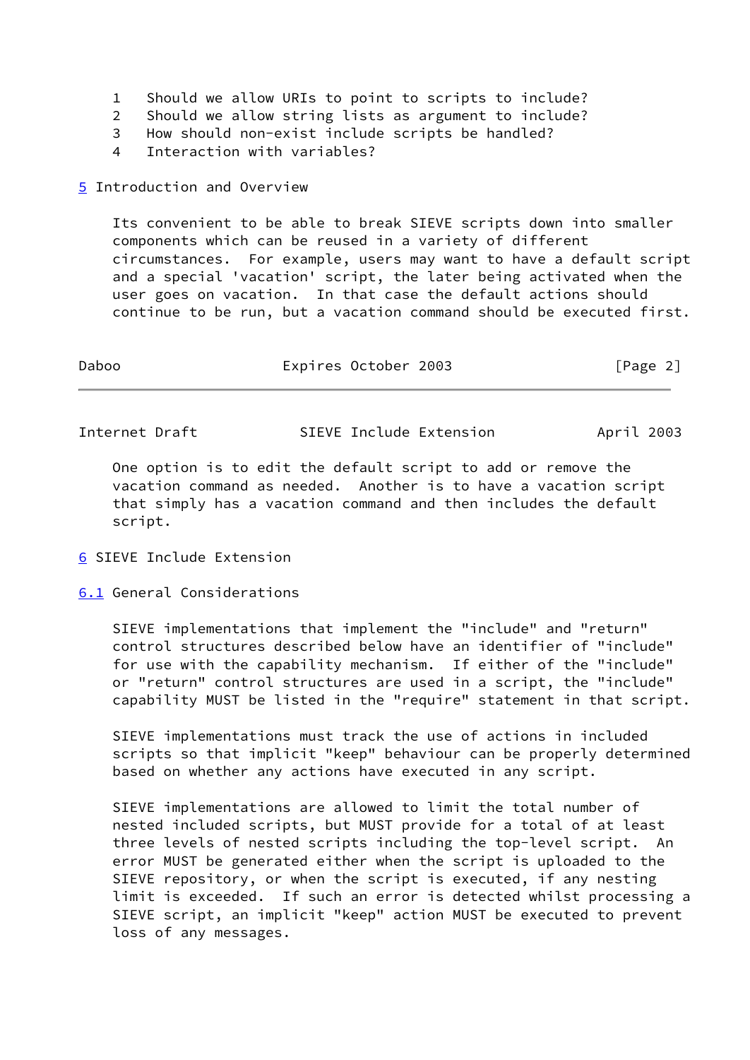1   Should we allow URIs to point to scripts to include?
2   Should we allow string lists as argument to include?
3   How should non-exist include scripts be handled?
4   Interaction with variables?

# 5 Introduction and Overview

Its convenient to be able to break SIEVE scripts down into smaller components which can be reused in a variety of different circumstances. For example, users may want to have a default script and a special 'vacation' script, the later being activated when the user goes on vacation. In that case the default actions should continue to be run, but a vacation command should be executed first.

One option is to edit the default script to add or remove the vacation command as needed. Another is to have a vacation script that simply has a vacation command and then includes the default script.

# 6 SIEVE Include Extension

## 6.1 General Considerations

SIEVE implementations that implement the "include" and "return" control structures described below have an identifier of "include" for use with the capability mechanism. If either of the "include" or "return" control structures are used in a script, the "include" capability MUST be listed in the "require" statement in that script.

SIEVE implementations must track the use of actions in included scripts so that implicit "keep" behaviour can be properly determined based on whether any actions have executed in any script.

SIEVE implementations are allowed to limit the total number of nested included scripts, but MUST provide for a total of at least three levels of nested scripts including the top-level script. An error MUST be generated either when the script is uploaded to the SIEVE repository, or when the script is executed, if any nesting limit is exceeded. If such an error is detected whilst processing a SIEVE script, an implicit "keep" action MUST be executed to prevent loss of any messages.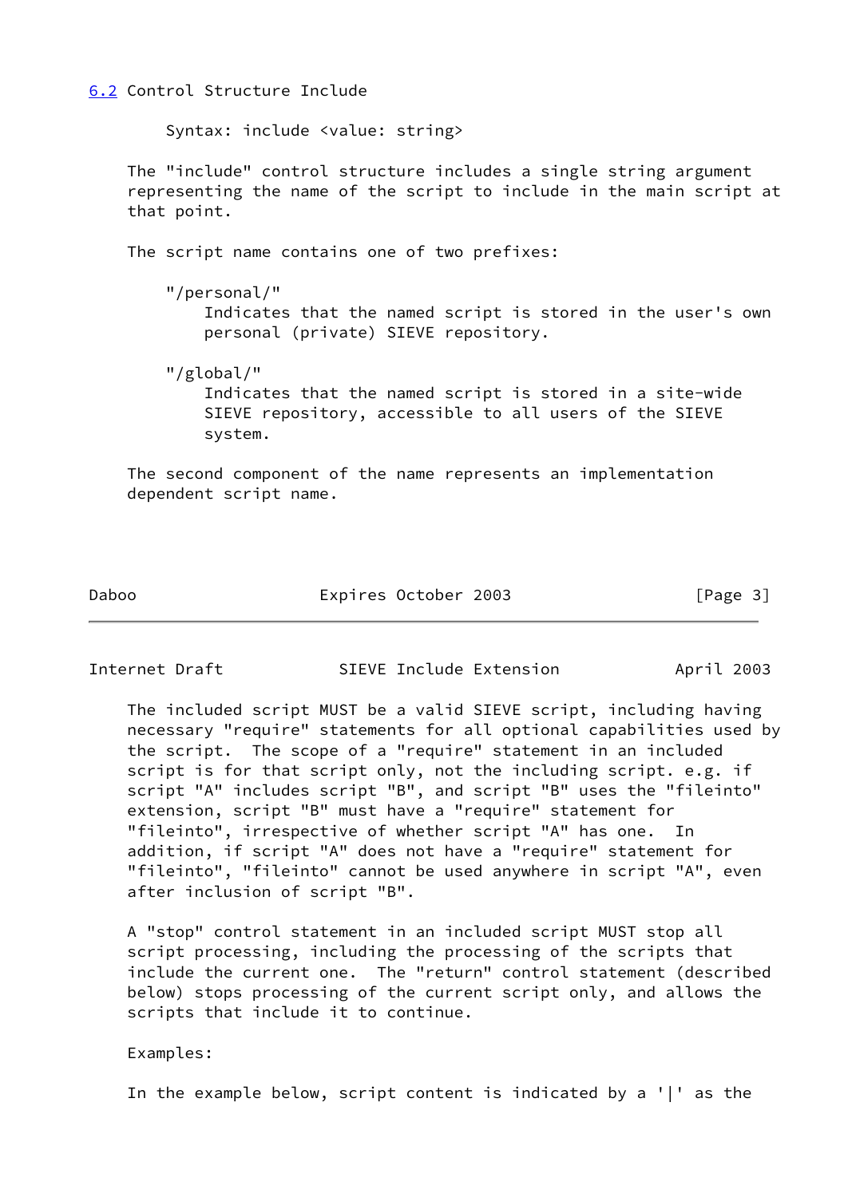## 6.2 Control Structure Include

```
Syntax: include <value: string>
```

The "include" control structure includes a single string argument representing the name of the script to include in the main script at that point.

The script name contains one of two prefixes:

"/personal/"
: Indicates that the named script is stored in the user's own personal (private) SIEVE repository.

"/global/"
: Indicates that the named script is stored in a site-wide SIEVE repository, accessible to all users of the SIEVE system.

The second component of the name represents an implementation dependent script name.

The included script MUST be a valid SIEVE script, including having necessary "require" statements for all optional capabilities used by the script. The scope of a "require" statement in an included script is for that script only, not the including script. e.g. if script "A" includes script "B", and script "B" uses the "fileinto" extension, script "B" must have a "require" statement for "fileinto", irrespective of whether script "A" has one. In addition, if script "A" does not have a "require" statement for "fileinto", "fileinto" cannot be used anywhere in script "A", even after inclusion of script "B".

A "stop" control statement in an included script MUST stop all script processing, including the processing of the scripts that include the current one. The "return" control statement (described below) stops processing of the current script only, and allows the scripts that include it to continue.

Examples:

In the example below, script content is indicated by a '|' as the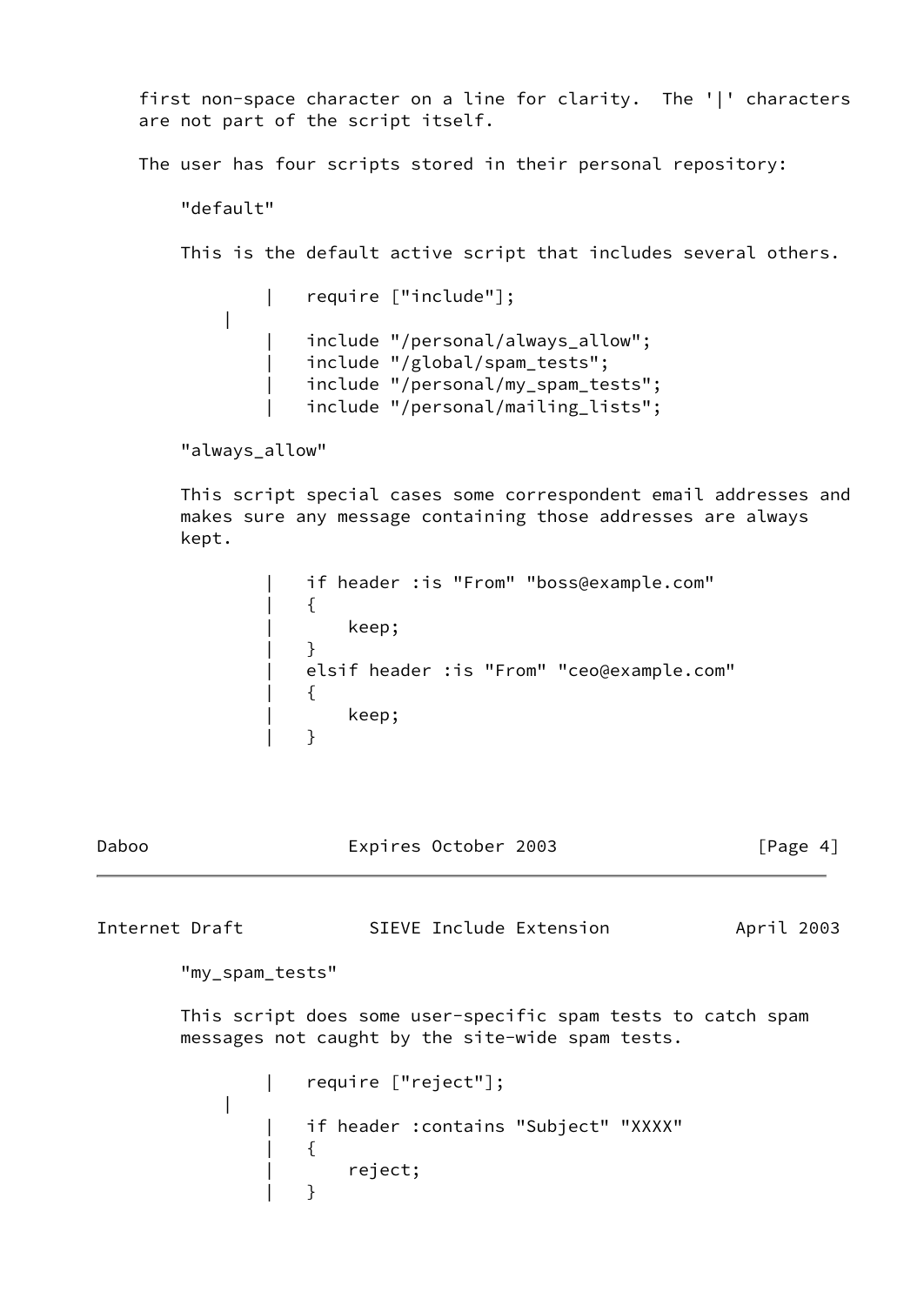first non-space character on a line for clarity. The '|' characters are not part of the script itself.

The user has four scripts stored in their personal repository:

"default"

This is the default active script that includes several others.

```
|   require ["include"];
|
|   include "/personal/always_allow";
|   include "/global/spam_tests";
|   include "/personal/my_spam_tests";
|   include "/personal/mailing_lists";
```

"always_allow"

This script special cases some correspondent email addresses and makes sure any message containing those addresses are always kept.

```
|   if header :is "From" "boss@example.com"
|   {
|       keep;
|   }
|   elsif header :is "From" "ceo@example.com"
|   {
|       keep;
|   }
```

"my_spam_tests"

This script does some user-specific spam tests to catch spam messages not caught by the site-wide spam tests.

```
|   require ["reject"];
|
|   if header :contains "Subject" "XXXX"
|   {
|       reject;
|   }
```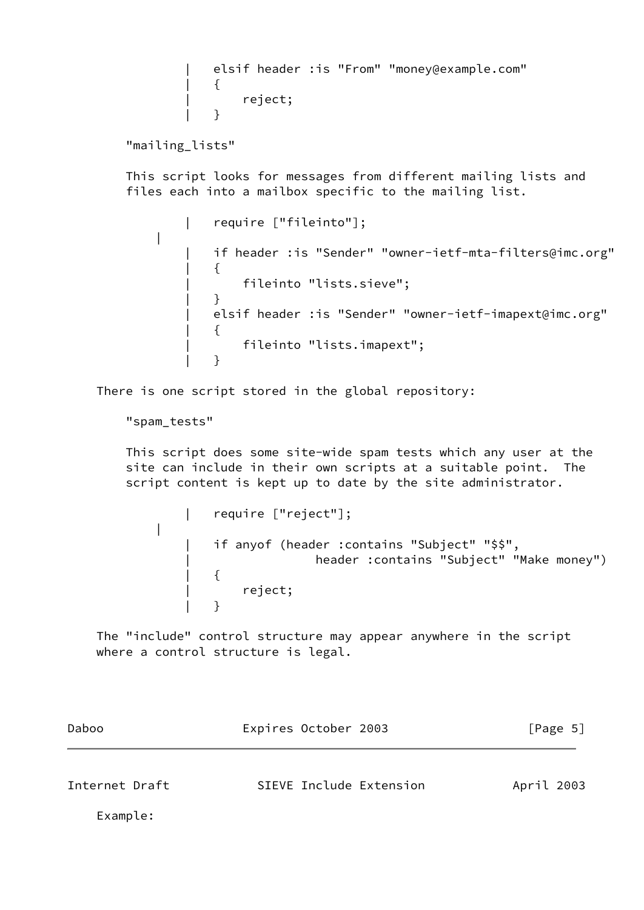```
|    elsif header :is "From" "money@example.com"
|    {
|        reject;
|    }
```

"mailing_lists"

This script looks for messages from different mailing lists and files each into a mailbox specific to the mailing list.

```
|    require ["fileinto"];
|
|    if header :is "Sender" "owner-ietf-mta-filters@imc.org"
|    {
|        fileinto "lists.sieve";
|    }
|    elsif header :is "Sender" "owner-ietf-imapext@imc.org"
|    {
|        fileinto "lists.imapext";
|    }
```

There is one script stored in the global repository:

"spam_tests"

This script does some site-wide spam tests which any user at the site can include in their own scripts at a suitable point. The script content is kept up to date by the site administrator.

```
|    require ["reject"];
|
|    if anyof (header :contains "Subject" "$$",
|                  header :contains "Subject" "Make money")
|    {
|        reject;
|    }
```

The "include" control structure may appear anywhere in the script where a control structure is legal.

Example: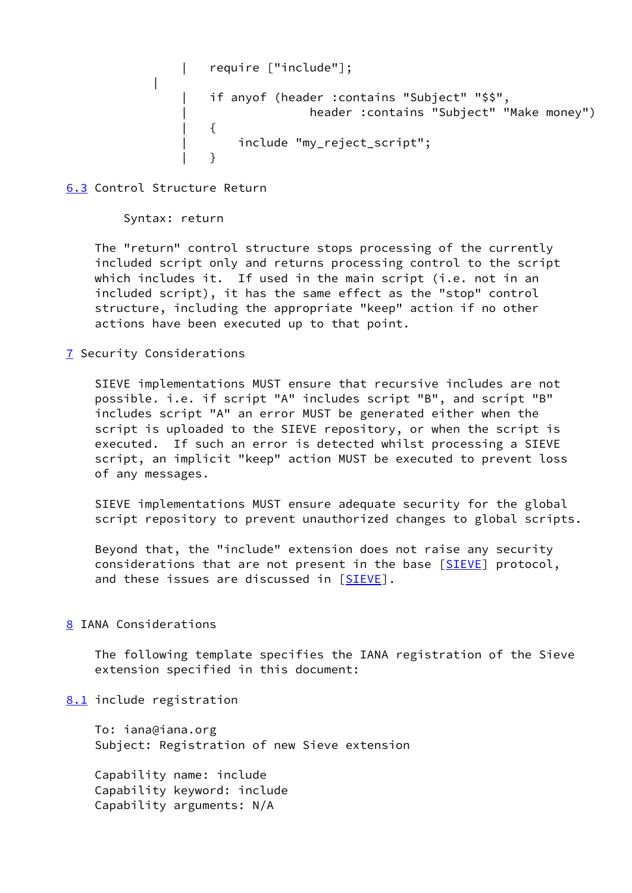```
   |    require ["include"];
|
   |    if anyof (header :contains "Subject" "$$",
   |              header :contains "Subject" "Make money")
   |    {
   |        include "my_reject_script";
   |    }
```

### 6.3 Control Structure Return

    Syntax: return

The "return" control structure stops processing of the currently included script only and returns processing control to the script which includes it. If used in the main script (i.e. not in an included script), it has the same effect as the "stop" control structure, including the appropriate "keep" action if no other actions have been executed up to that point.

## 7 Security Considerations

SIEVE implementations MUST ensure that recursive includes are not possible. i.e. if script "A" includes script "B", and script "B" includes script "A" an error MUST be generated either when the script is uploaded to the SIEVE repository, or when the script is executed. If such an error is detected whilst processing a SIEVE script, an implicit "keep" action MUST be executed to prevent loss of any messages.

SIEVE implementations MUST ensure adequate security for the global script repository to prevent unauthorized changes to global scripts.

Beyond that, the "include" extension does not raise any security considerations that are not present in the base [SIEVE] protocol, and these issues are discussed in [SIEVE].

## 8 IANA Considerations

The following template specifies the IANA registration of the Sieve extension specified in this document:

### 8.1 include registration

To: iana@iana.org
Subject: Registration of new Sieve extension

Capability name: include
Capability keyword: include
Capability arguments: N/A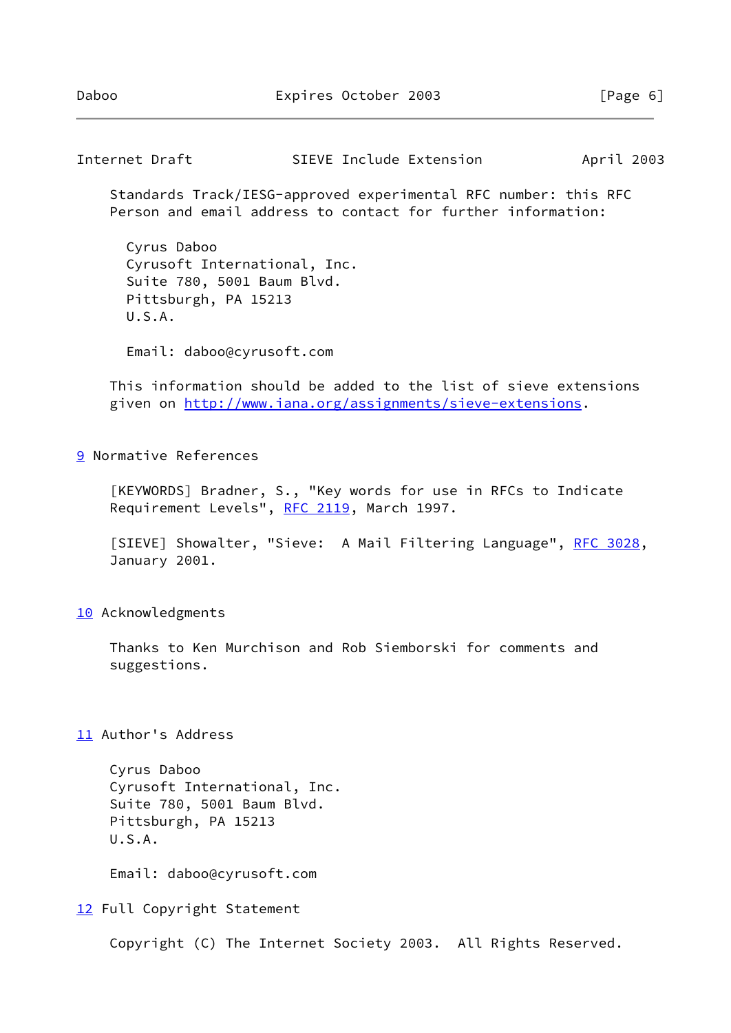Standards Track/IESG-approved experimental RFC number: this RFC
Person and email address to contact for further information:

Cyrus Daboo
Cyrusoft International, Inc.
Suite 780, 5001 Baum Blvd.
Pittsburgh, PA 15213
U.S.A.

Email: daboo@cyrusoft.com

This information should be added to the list of sieve extensions given on http://www.iana.org/assignments/sieve-extensions.

## 9 Normative References

[KEYWORDS] Bradner, S., "Key words for use in RFCs to Indicate Requirement Levels", RFC 2119, March 1997.

[SIEVE] Showalter, "Sieve:  A Mail Filtering Language", RFC 3028, January 2001.

## 10 Acknowledgments

Thanks to Ken Murchison and Rob Siemborski for comments and suggestions.

## 11 Author's Address

Cyrus Daboo
Cyrusoft International, Inc.
Suite 780, 5001 Baum Blvd.
Pittsburgh, PA 15213
U.S.A.

Email: daboo@cyrusoft.com

## 12 Full Copyright Statement

Copyright (C) The Internet Society 2003.  All Rights Reserved.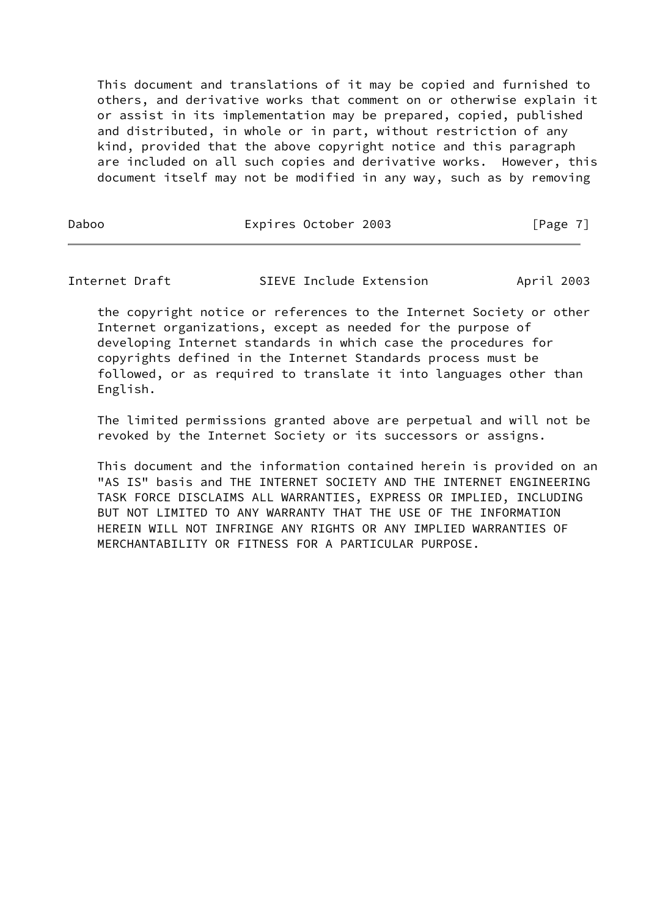This document and translations of it may be copied and furnished to others, and derivative works that comment on or otherwise explain it or assist in its implementation may be prepared, copied, published and distributed, in whole or in part, without restriction of any kind, provided that the above copyright notice and this paragraph are included on all such copies and derivative works. However, this document itself may not be modified in any way, such as by removing the copyright notice or references to the Internet Society or other Internet organizations, except as needed for the purpose of developing Internet standards in which case the procedures for copyrights defined in the Internet Standards process must be followed, or as required to translate it into languages other than English.

The limited permissions granted above are perpetual and will not be revoked by the Internet Society or its successors or assigns.

This document and the information contained herein is provided on an "AS IS" basis and THE INTERNET SOCIETY AND THE INTERNET ENGINEERING TASK FORCE DISCLAIMS ALL WARRANTIES, EXPRESS OR IMPLIED, INCLUDING BUT NOT LIMITED TO ANY WARRANTY THAT THE USE OF THE INFORMATION HEREIN WILL NOT INFRINGE ANY RIGHTS OR ANY IMPLIED WARRANTIES OF MERCHANTABILITY OR FITNESS FOR A PARTICULAR PURPOSE.